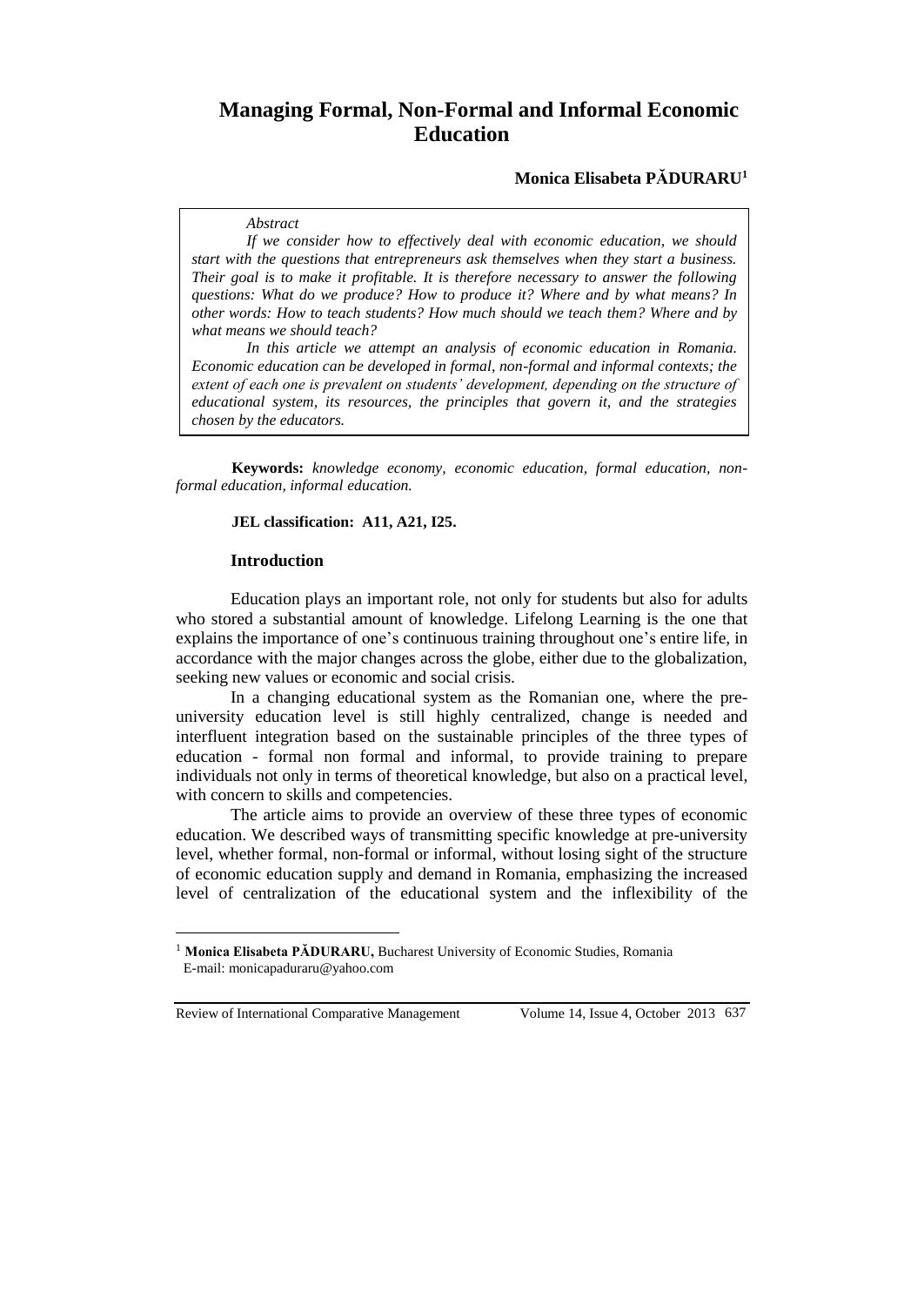# Managing Formal, Non-Formal and Informal Economic Education

**Monica Elisabeta PĂDURARU**[1]

*Abstract*

*If we consider how to effectively deal with economic education, we should start with the questions that entrepreneurs ask themselves when they start a business. Their goal is to make it profitable. It is therefore necessary to answer the following questions: What do we produce? How to produce it? Where and by what means? In other words: How to teach students? How much should we teach them? Where and by what means we should teach?*

*In this article we attempt an analysis of economic education in Romania. Economic education can be developed in formal, non-formal and informal contexts; the extent of each one is prevalent on students' development, depending on the structure of educational system, its resources, the principles that govern it, and the strategies chosen by the educators.*

**Keywords:** *knowledge economy, economic education, formal education, non-formal education, informal education.*

**JEL classification: A11, A21, I25.**

## Introduction

Education plays an important role, not only for students but also for adults who stored a substantial amount of knowledge. Lifelong Learning is the one that explains the importance of one's continuous training throughout one's entire life, in accordance with the major changes across the globe, either due to the globalization, seeking new values or economic and social crisis.

In a changing educational system as the Romanian one, where the pre-university education level is still highly centralized, change is needed and interfluent integration based on the sustainable principles of the three types of education - formal non formal and informal, to provide training to prepare individuals not only in terms of theoretical knowledge, but also on a practical level, with concern to skills and competencies.

The article aims to provide an overview of these three types of economic education. We described ways of transmitting specific knowledge at pre-university level, whether formal, non-formal or informal, without losing sight of the structure of economic education supply and demand in Romania, emphasizing the increased level of centralization of the educational system and the inflexibility of the

[1] **Monica Elisabeta PĂDURARU,** Bucharest University of Economic Studies, Romania
E-mail: monicapaduraru@yahoo.com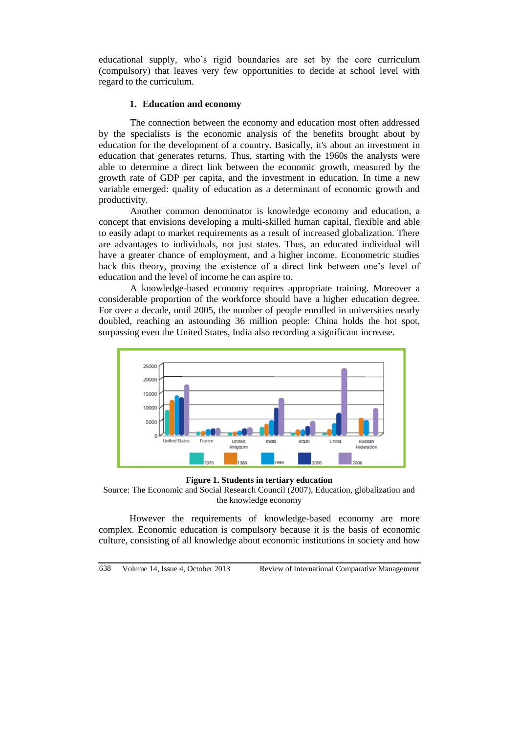educational supply, who's rigid boundaries are set by the core curriculum (compulsory) that leaves very few opportunities to decide at school level with regard to the curriculum.

## 1. Education and economy

The connection between the economy and education most often addressed by the specialists is the economic analysis of the benefits brought about by education for the development of a country. Basically, it's about an investment in education that generates returns. Thus, starting with the 1960s the analysts were able to determine a direct link between the economic growth, measured by the growth rate of GDP per capita, and the investment in education. In time a new variable emerged: quality of education as a determinant of economic growth and productivity.

Another common denominator is knowledge economy and education, a concept that envisions developing a multi-skilled human capital, flexible and able to easily adapt to market requirements as a result of increased globalization. There are advantages to individuals, not just states. Thus, an educated individual will have a greater chance of employment, and a higher income. Econometric studies back this theory, proving the existence of a direct link between one's level of education and the level of income he can aspire to.

A knowledge-based economy requires appropriate training. Moreover a considerable proportion of the workforce should have a higher education degree. For over a decade, until 2005, the number of people enrolled in universities nearly doubled, reaching an astounding 36 million people: China holds the hot spot, surpassing even the United States, India also recording a significant increase.

**Figure 1. Students in tertiary education**

Source: The Economic and Social Research Council (2007), Education, globalization and the knowledge economy

However the requirements of knowledge-based economy are more complex. Economic education is compulsory because it is the basis of economic culture, consisting of all knowledge about economic institutions in society and how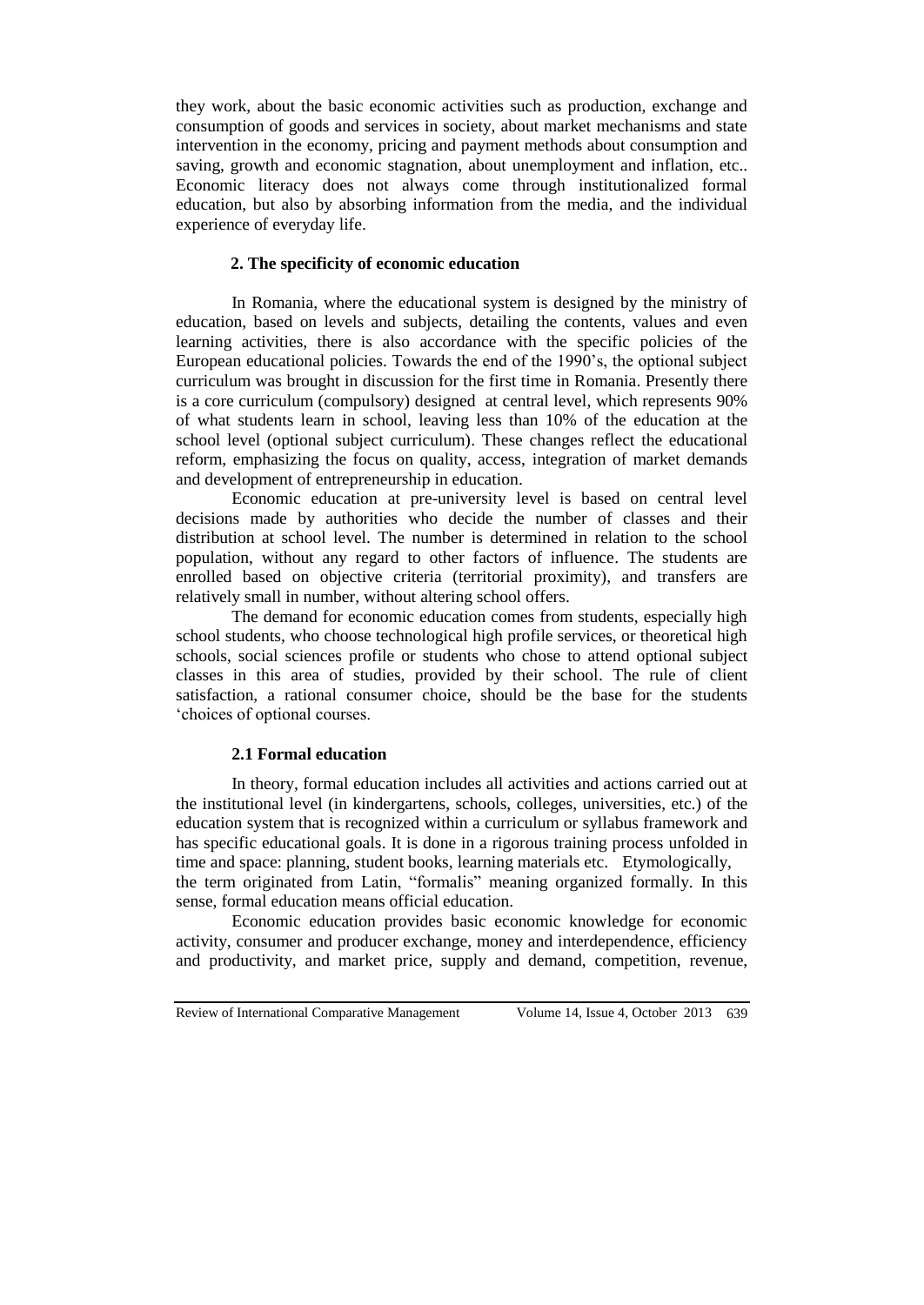they work, about the basic economic activities such as production, exchange and consumption of goods and services in society, about market mechanisms and state intervention in the economy, pricing and payment methods about consumption and saving, growth and economic stagnation, about unemployment and inflation, etc.. Economic literacy does not always come through institutionalized formal education, but also by absorbing information from the media, and the individual experience of everyday life.

## 2. The specificity of economic education

In Romania, where the educational system is designed by the ministry of education, based on levels and subjects, detailing the contents, values and even learning activities, there is also accordance with the specific policies of the European educational policies. Towards the end of the 1990's, the optional subject curriculum was brought in discussion for the first time in Romania. Presently there is a core curriculum (compulsory) designed at central level, which represents 90% of what students learn in school, leaving less than 10% of the education at the school level (optional subject curriculum). These changes reflect the educational reform, emphasizing the focus on quality, access, integration of market demands and development of entrepreneurship in education.

Economic education at pre-university level is based on central level decisions made by authorities who decide the number of classes and their distribution at school level. The number is determined in relation to the school population, without any regard to other factors of influence. The students are enrolled based on objective criteria (territorial proximity), and transfers are relatively small in number, without altering school offers.

The demand for economic education comes from students, especially high school students, who choose technological high profile services, or theoretical high schools, social sciences profile or students who chose to attend optional subject classes in this area of studies, provided by their school. The rule of client satisfaction, a rational consumer choice, should be the base for the students 'choices of optional courses.

### 2.1 Formal education

In theory, formal education includes all activities and actions carried out at the institutional level (in kindergartens, schools, colleges, universities, etc.) of the education system that is recognized within a curriculum or syllabus framework and has specific educational goals. It is done in a rigorous training process unfolded in time and space: planning, student books, learning materials etc. Etymologically, the term originated from Latin, "formalis" meaning organized formally. In this sense, formal education means official education.

Economic education provides basic economic knowledge for economic activity, consumer and producer exchange, money and interdependence, efficiency and productivity, and market price, supply and demand, competition, revenue,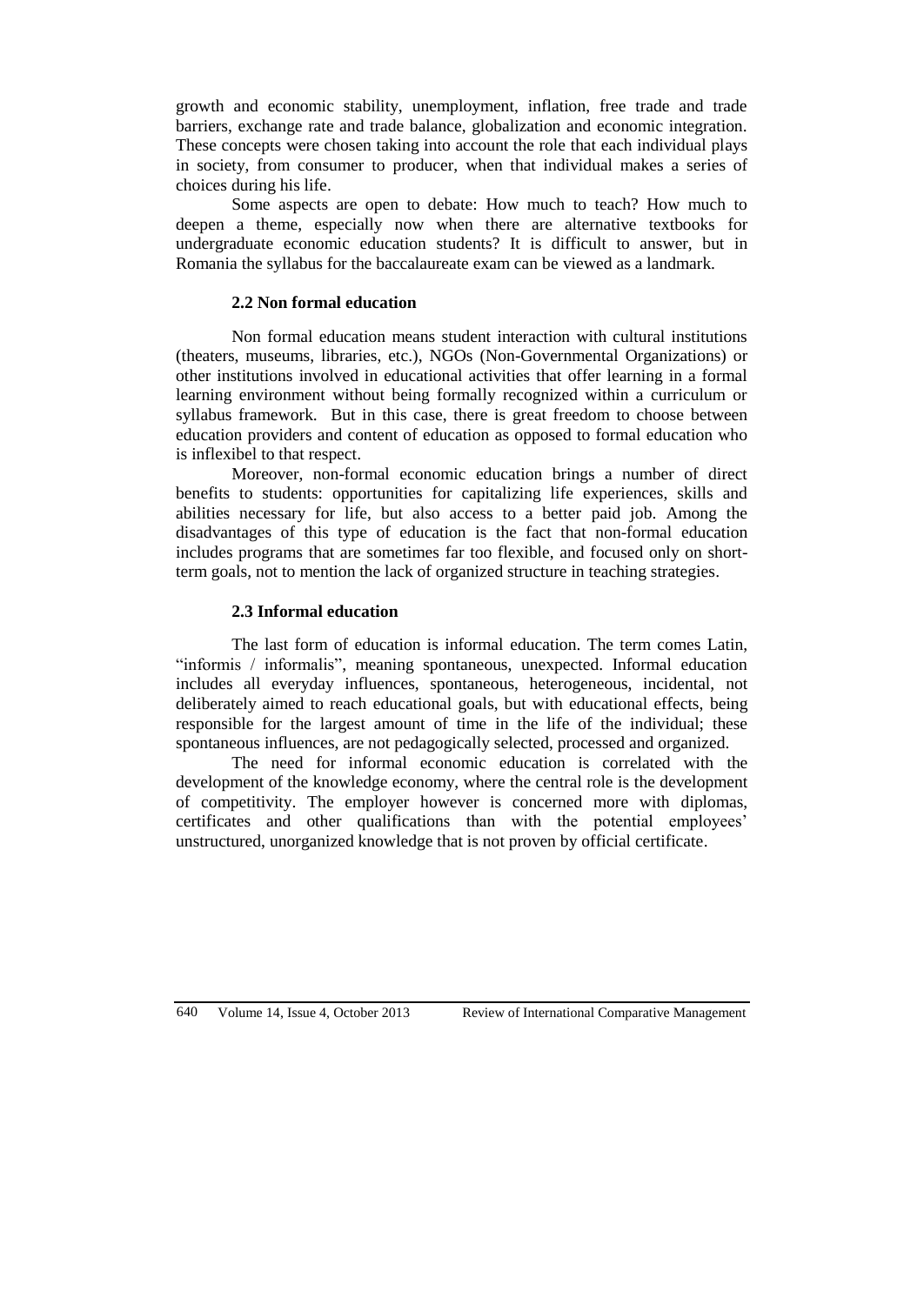growth and economic stability, unemployment, inflation, free trade and trade barriers, exchange rate and trade balance, globalization and economic integration. These concepts were chosen taking into account the role that each individual plays in society, from consumer to producer, when that individual makes a series of choices during his life.

Some aspects are open to debate: How much to teach? How much to deepen a theme, especially now when there are alternative textbooks for undergraduate economic education students? It is difficult to answer, but in Romania the syllabus for the baccalaureate exam can be viewed as a landmark.

### 2.2 Non formal education

Non formal education means student interaction with cultural institutions (theaters, museums, libraries, etc.), NGOs (Non-Governmental Organizations) or other institutions involved in educational activities that offer learning in a formal learning environment without being formally recognized within a curriculum or syllabus framework. But in this case, there is great freedom to choose between education providers and content of education as opposed to formal education who is inflexibel to that respect.

Moreover, non-formal economic education brings a number of direct benefits to students: opportunities for capitalizing life experiences, skills and abilities necessary for life, but also access to a better paid job. Among the disadvantages of this type of education is the fact that non-formal education includes programs that are sometimes far too flexible, and focused only on short-term goals, not to mention the lack of organized structure in teaching strategies.

### 2.3 Informal education

The last form of education is informal education. The term comes Latin, "informis / informalis", meaning spontaneous, unexpected. Informal education includes all everyday influences, spontaneous, heterogeneous, incidental, not deliberately aimed to reach educational goals, but with educational effects, being responsible for the largest amount of time in the life of the individual; these spontaneous influences, are not pedagogically selected, processed and organized.

The need for informal economic education is correlated with the development of the knowledge economy, where the central role is the development of competitivity. The employer however is concerned more with diplomas, certificates and other qualifications than with the potential employees' unstructured, unorganized knowledge that is not proven by official certificate.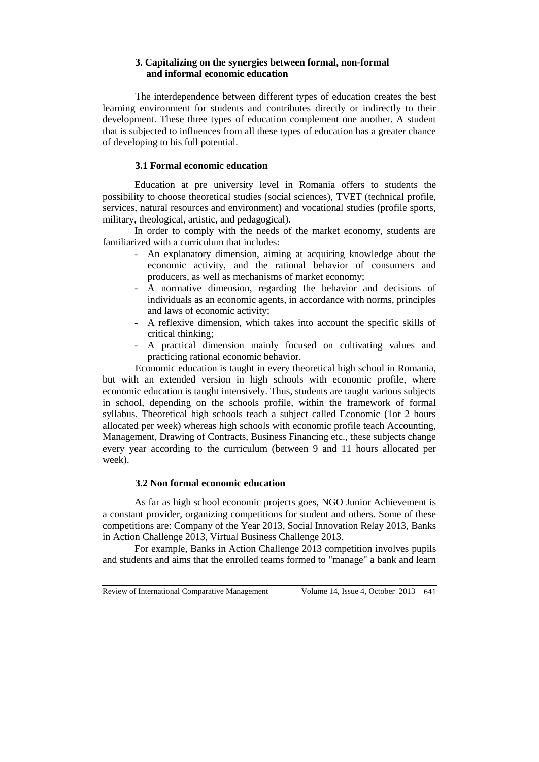### 3. Capitalizing on the synergies between formal, non-formal and informal economic education

The interdependence between different types of education creates the best learning environment for students and contributes directly or indirectly to their development. These three types of education complement one another. A student that is subjected to influences from all these types of education has a greater chance of developing to his full potential.

#### 3.1 Formal economic education

Education at pre university level in Romania offers to students the possibility to choose theoretical studies (social sciences), TVET (technical profile, services, natural resources and environment) and vocational studies (profile sports, military, theological, artistic, and pedagogical).

In order to comply with the needs of the market economy, students are familiarized with a curriculum that includes:

- An explanatory dimension, aiming at acquiring knowledge about the economic activity, and the rational behavior of consumers and producers, as well as mechanisms of market economy;
- A normative dimension, regarding the behavior and decisions of individuals as an economic agents, in accordance with norms, principles and laws of economic activity;
- A reflexive dimension, which takes into account the specific skills of critical thinking;
- A practical dimension mainly focused on cultivating values and practicing rational economic behavior.

Economic education is taught in every theoretical high school in Romania, but with an extended version in high schools with economic profile, where economic education is taught intensively. Thus, students are taught various subjects in school, depending on the schools profile, within the framework of formal syllabus. Theoretical high schools teach a subject called Economic (1or 2 hours allocated per week) whereas high schools with economic profile teach Accounting, Management, Drawing of Contracts, Business Financing etc., these subjects change every year according to the curriculum (between 9 and 11 hours allocated per week).

#### 3.2 Non formal economic education

As far as high school economic projects goes, NGO Junior Achievement is a constant provider, organizing competitions for student and others. Some of these competitions are: Company of the Year 2013, Social Innovation Relay 2013, Banks in Action Challenge 2013, Virtual Business Challenge 2013.

For example, Banks in Action Challenge 2013 competition involves pupils and students and aims that the enrolled teams formed to "manage" a bank and learn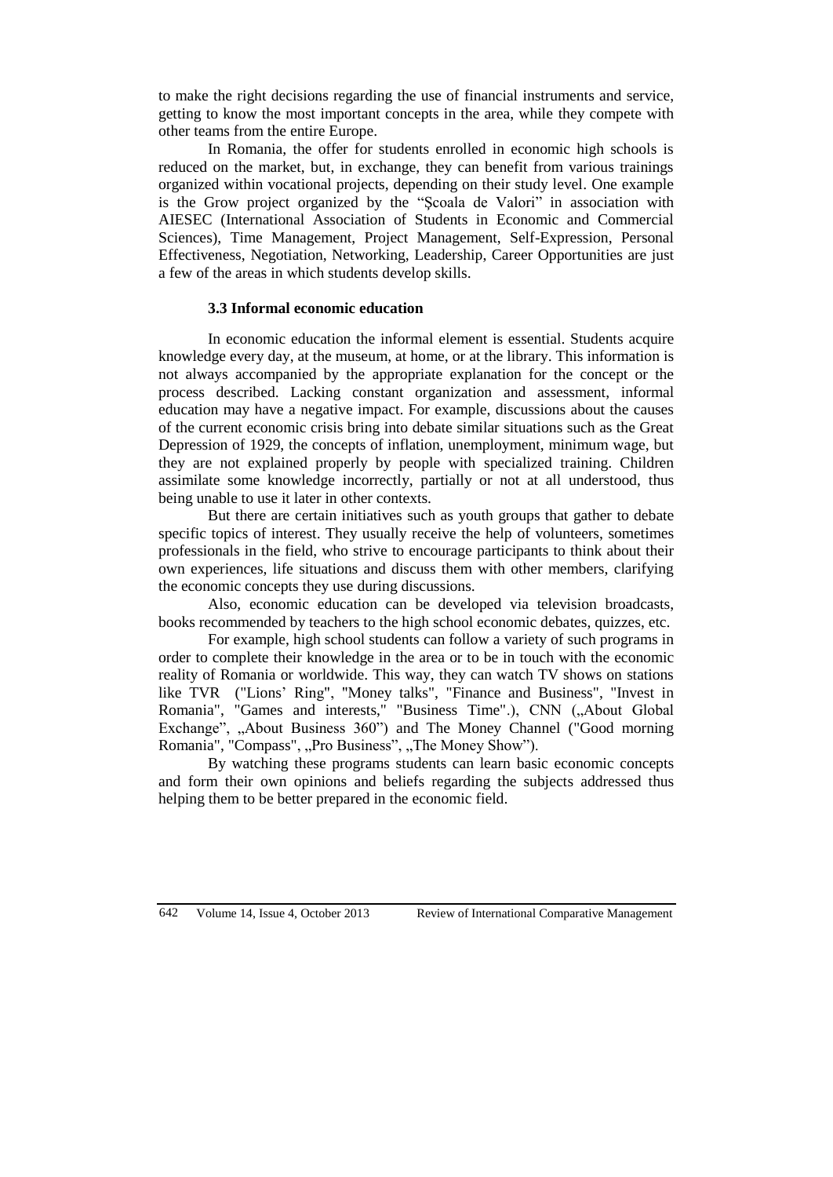to make the right decisions regarding the use of financial instruments and service, getting to know the most important concepts in the area, while they compete with other teams from the entire Europe.

In Romania, the offer for students enrolled in economic high schools is reduced on the market, but, in exchange, they can benefit from various trainings organized within vocational projects, depending on their study level. One example is the Grow project organized by the "Şcoala de Valori" in association with AIESEC (International Association of Students in Economic and Commercial Sciences), Time Management, Project Management, Self-Expression, Personal Effectiveness, Negotiation, Networking, Leadership, Career Opportunities are just a few of the areas in which students develop skills.

### 3.3 Informal economic education

In economic education the informal element is essential. Students acquire knowledge every day, at the museum, at home, or at the library. This information is not always accompanied by the appropriate explanation for the concept or the process described. Lacking constant organization and assessment, informal education may have a negative impact. For example, discussions about the causes of the current economic crisis bring into debate similar situations such as the Great Depression of 1929, the concepts of inflation, unemployment, minimum wage, but they are not explained properly by people with specialized training. Children assimilate some knowledge incorrectly, partially or not at all understood, thus being unable to use it later in other contexts.

But there are certain initiatives such as youth groups that gather to debate specific topics of interest. They usually receive the help of volunteers, sometimes professionals in the field, who strive to encourage participants to think about their own experiences, life situations and discuss them with other members, clarifying the economic concepts they use during discussions.

Also, economic education can be developed via television broadcasts, books recommended by teachers to the high school economic debates, quizzes, etc.

For example, high school students can follow a variety of such programs in order to complete their knowledge in the area or to be in touch with the economic reality of Romania or worldwide. This way, they can watch TV shows on stations like TVR ("Lions' Ring", "Money talks", "Finance and Business", "Invest in Romania", "Games and interests," "Business Time".), CNN („About Global Exchange", „About Business 360") and The Money Channel ("Good morning Romania", "Compass", „Pro Business", „The Money Show").

By watching these programs students can learn basic economic concepts and form their own opinions and beliefs regarding the subjects addressed thus helping them to be better prepared in the economic field.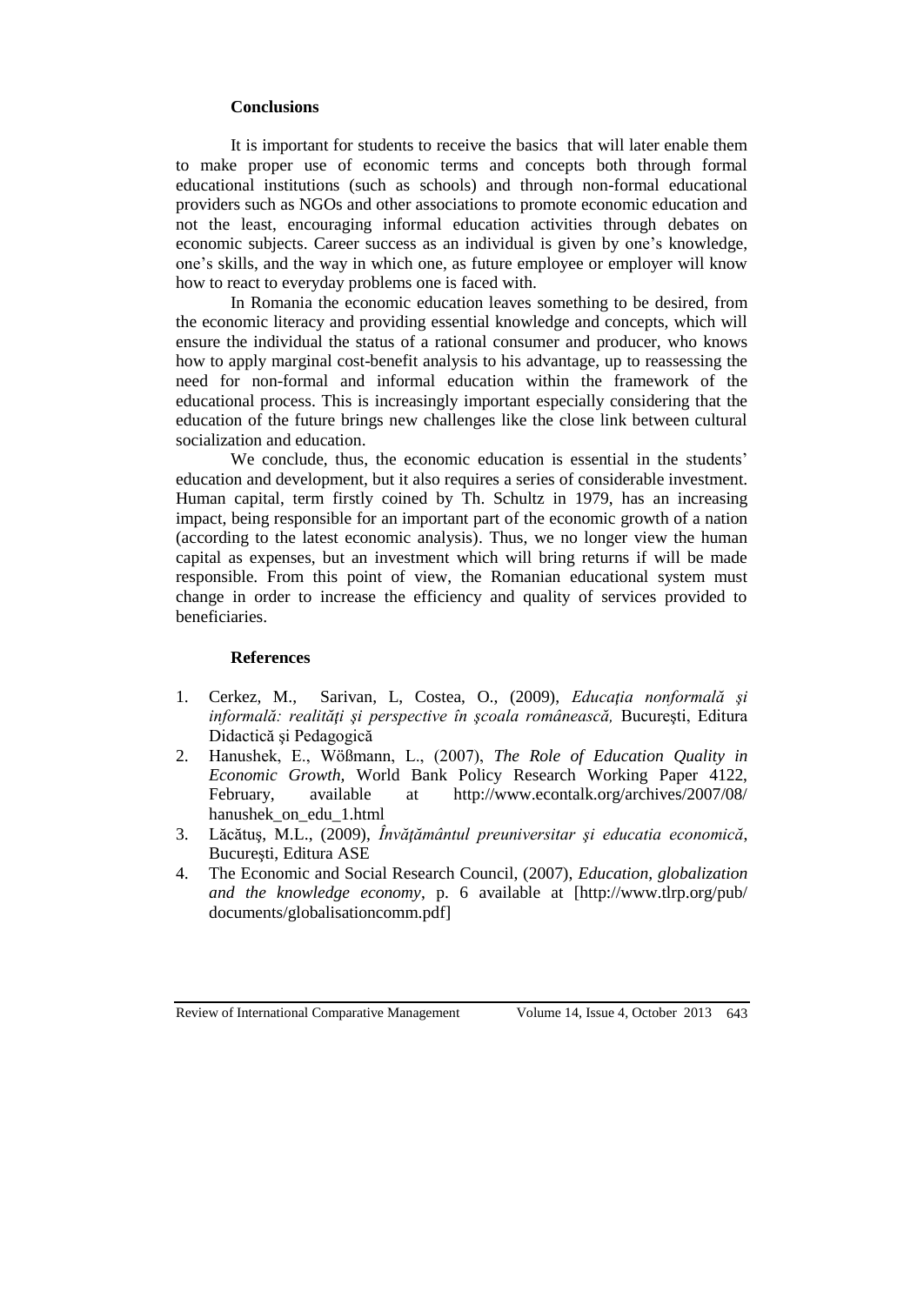## Conclusions

It is important for students to receive the basics that will later enable them to make proper use of economic terms and concepts both through formal educational institutions (such as schools) and through non-formal educational providers such as NGOs and other associations to promote economic education and not the least, encouraging informal education activities through debates on economic subjects. Career success as an individual is given by one's knowledge, one's skills, and the way in which one, as future employee or employer will know how to react to everyday problems one is faced with.

In Romania the economic education leaves something to be desired, from the economic literacy and providing essential knowledge and concepts, which will ensure the individual the status of a rational consumer and producer, who knows how to apply marginal cost-benefit analysis to his advantage, up to reassessing the need for non-formal and informal education within the framework of the educational process. This is increasingly important especially considering that the education of the future brings new challenges like the close link between cultural socialization and education.

We conclude, thus, the economic education is essential in the students' education and development, but it also requires a series of considerable investment. Human capital, term firstly coined by Th. Schultz in 1979, has an increasing impact, being responsible for an important part of the economic growth of a nation (according to the latest economic analysis). Thus, we no longer view the human capital as expenses, but an investment which will bring returns if will be made responsible. From this point of view, the Romanian educational system must change in order to increase the efficiency and quality of services provided to beneficiaries.

## References

1. Cerkez, M., Sarivan, L, Costea, O., (2009), *Educaţia nonformală şi informală: realităţi şi perspective în şcoala românească,* Bucureşti, Editura Didactică şi Pedagogică
2. Hanushek, E., Wößmann, L., (2007), *The Role of Education Quality in Economic Growth*, World Bank Policy Research Working Paper 4122, February, available at http://www.econtalk.org/archives/2007/08/hanushek_on_edu_1.html
3. Lăcătuş, M.L., (2009), *Învăţământul preuniversitar şi educatia economică*, Bucureşti, Editura ASE
4. The Economic and Social Research Council, (2007), *Education, globalization and the knowledge economy*, p. 6 available at [http://www.tlrp.org/pub/documents/globalisationcomm.pdf]